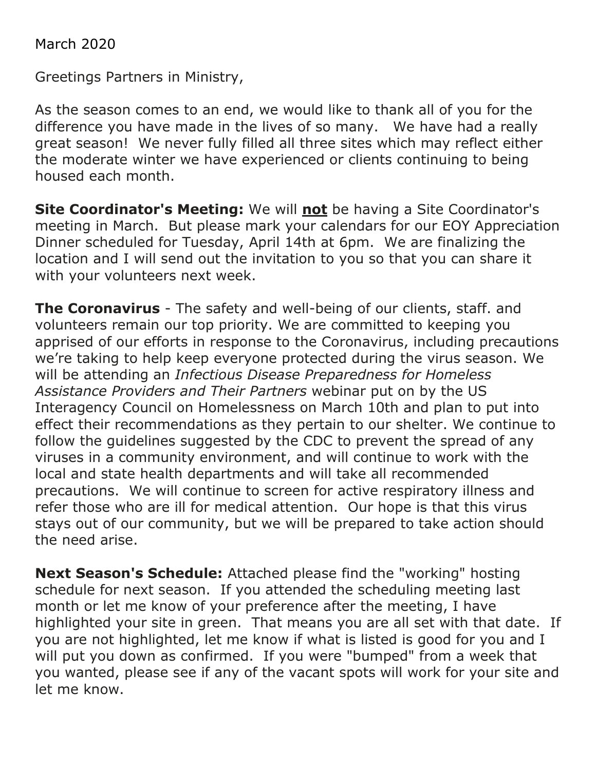March 2020

Greetings Partners in Ministry,

As the season comes to an end, we would like to thank all of you for the difference you have made in the lives of so many.   We have had a really great season!  We never fully filled all three sites which may reflect either the moderate winter we have experienced or clients continuing to being housed each month.

**Site Coordinator's Meeting:** We will **<u>not</u>** be having a Site Coordinator's meeting in March.  But please mark your calendars for our EOY Appreciation Dinner scheduled for Tuesday, April 14th at 6pm.  We are finalizing the location and I will send out the invitation to you so that you can share it with your volunteers next week.

**The Coronavirus** - The safety and well-being of our clients, staff. and volunteers remain our top priority. We are committed to keeping you apprised of our efforts in response to the Coronavirus, including precautions we're taking to help keep everyone protected during the virus season. We will be attending an *Infectious Disease Preparedness for Homeless Assistance Providers and Their Partners* webinar put on by the US Interagency Council on Homelessness on March 10th and plan to put into effect their recommendations as they pertain to our shelter. We continue to follow the guidelines suggested by the CDC to prevent the spread of any viruses in a community environment, and will continue to work with the local and state health departments and will take all recommended precautions.  We will continue to screen for active respiratory illness and refer those who are ill for medical attention.  Our hope is that this virus stays out of our community, but we will be prepared to take action should the need arise.

**Next Season's Schedule:** Attached please find the "working" hosting schedule for next season.  If you attended the scheduling meeting last month or let me know of your preference after the meeting, I have highlighted your site in green.  That means you are all set with that date.  If you are not highlighted, let me know if what is listed is good for you and I will put you down as confirmed.  If you were "bumped" from a week that you wanted, please see if any of the vacant spots will work for your site and let me know.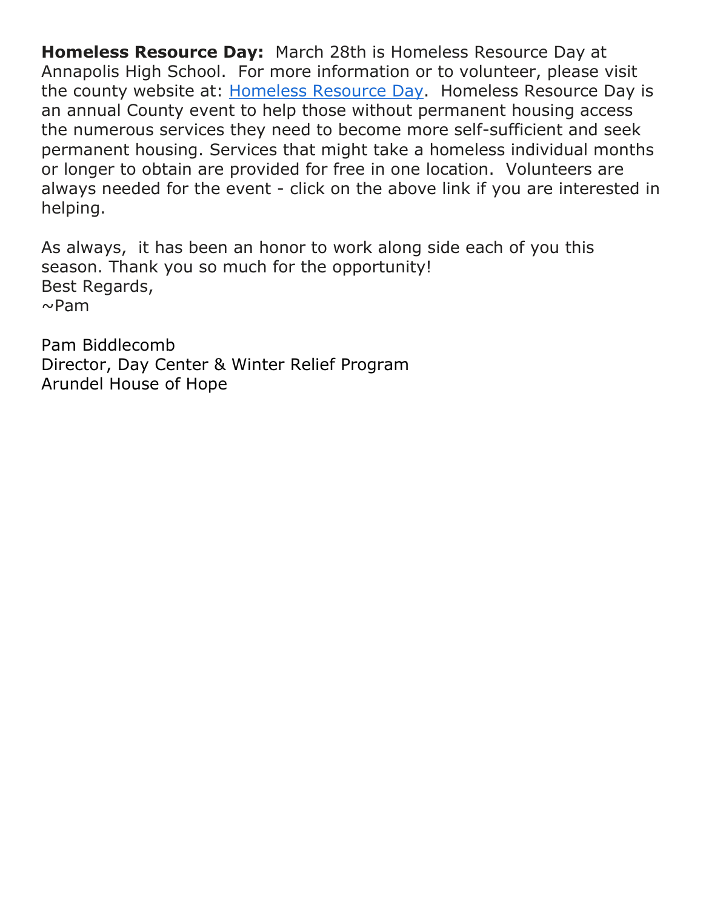**Homeless Resource Day:** March 28th is Homeless Resource Day at Annapolis High School. For more information or to volunteer, please visit the county website at: Homeless Resource Day. Homeless Resource Day is an annual County event to help those without permanent housing access the numerous services they need to become more self-sufficient and seek permanent housing. Services that might take a homeless individual months or longer to obtain are provided for free in one location. Volunteers are always needed for the event - click on the above link if you are interested in helping.

As always, it has been an honor to work along side each of you this season. Thank you so much for the opportunity!
Best Regards,
~Pam

Pam Biddlecomb
Director, Day Center & Winter Relief Program
Arundel House of Hope